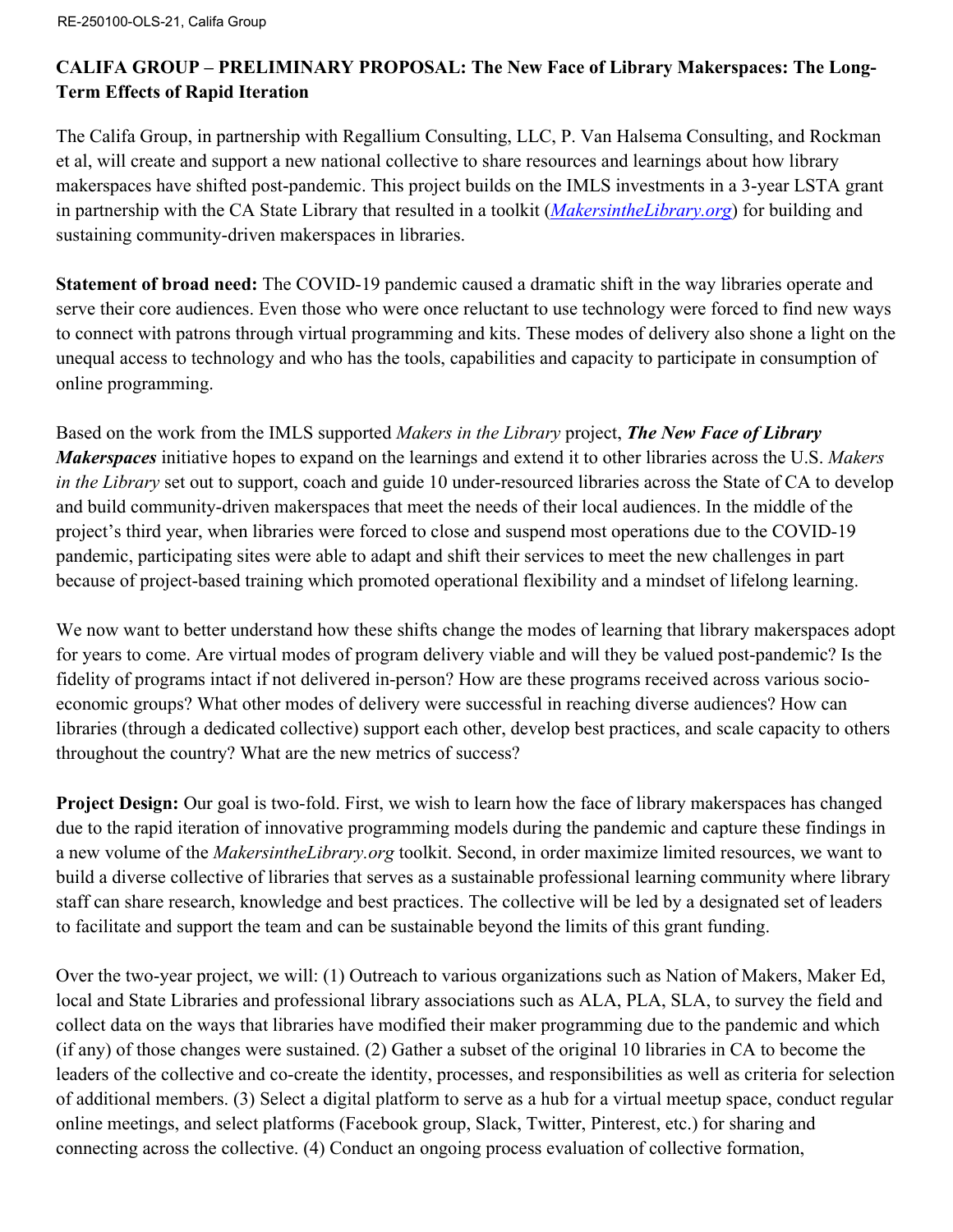RE-250100-OLS-21, Califa Group

**CALIFA GROUP – PRELIMINARY PROPOSAL: The New Face of Library Makerspaces: The Long-Term Effects of Rapid Iteration**

The Califa Group, in partnership with Regallium Consulting, LLC, P. Van Halsema Consulting, and Rockman et al, will create and support a new national collective to share resources and learnings about how library makerspaces have shifted post-pandemic. This project builds on the IMLS investments in a 3-year LSTA grant in partnership with the CA State Library that resulted in a toolkit (*MakersintheLibrary.org*) for building and sustaining community-driven makerspaces in libraries.

**Statement of broad need:** The COVID-19 pandemic caused a dramatic shift in the way libraries operate and serve their core audiences. Even those who were once reluctant to use technology were forced to find new ways to connect with patrons through virtual programming and kits. These modes of delivery also shone a light on the unequal access to technology and who has the tools, capabilities and capacity to participate in consumption of online programming.

Based on the work from the IMLS supported *Makers in the Library* project, ***The New Face of Library Makerspaces*** initiative hopes to expand on the learnings and extend it to other libraries across the U.S. *Makers in the Library* set out to support, coach and guide 10 under-resourced libraries across the State of CA to develop and build community-driven makerspaces that meet the needs of their local audiences. In the middle of the project's third year, when libraries were forced to close and suspend most operations due to the COVID-19 pandemic, participating sites were able to adapt and shift their services to meet the new challenges in part because of project-based training which promoted operational flexibility and a mindset of lifelong learning.

We now want to better understand how these shifts change the modes of learning that library makerspaces adopt for years to come. Are virtual modes of program delivery viable and will they be valued post-pandemic? Is the fidelity of programs intact if not delivered in-person? How are these programs received across various socio-economic groups? What other modes of delivery were successful in reaching diverse audiences? How can libraries (through a dedicated collective) support each other, develop best practices, and scale capacity to others throughout the country? What are the new metrics of success?

**Project Design:** Our goal is two-fold. First, we wish to learn how the face of library makerspaces has changed due to the rapid iteration of innovative programming models during the pandemic and capture these findings in a new volume of the *MakersintheLibrary.org* toolkit. Second, in order maximize limited resources, we want to build a diverse collective of libraries that serves as a sustainable professional learning community where library staff can share research, knowledge and best practices. The collective will be led by a designated set of leaders to facilitate and support the team and can be sustainable beyond the limits of this grant funding.

Over the two-year project, we will: (1) Outreach to various organizations such as Nation of Makers, Maker Ed, local and State Libraries and professional library associations such as ALA, PLA, SLA, to survey the field and collect data on the ways that libraries have modified their maker programming due to the pandemic and which (if any) of those changes were sustained. (2) Gather a subset of the original 10 libraries in CA to become the leaders of the collective and co-create the identity, processes, and responsibilities as well as criteria for selection of additional members. (3) Select a digital platform to serve as a hub for a virtual meetup space, conduct regular online meetings, and select platforms (Facebook group, Slack, Twitter, Pinterest, etc.) for sharing and connecting across the collective. (4) Conduct an ongoing process evaluation of collective formation,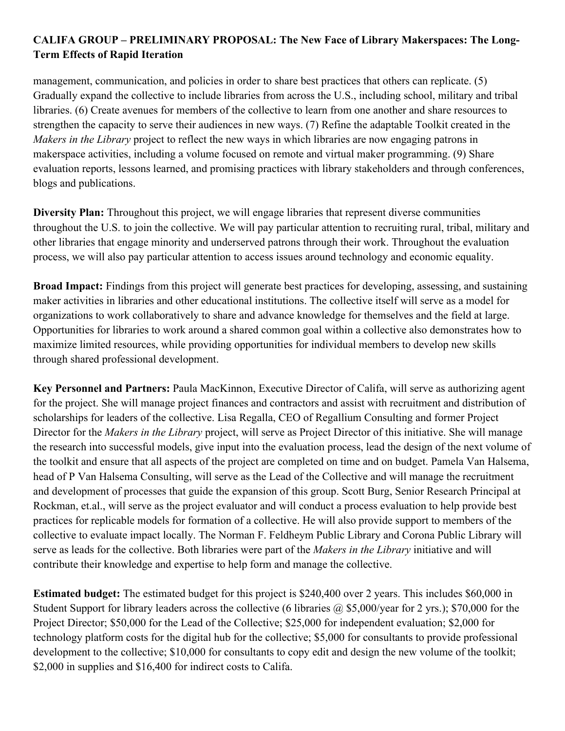**CALIFA GROUP – PRELIMINARY PROPOSAL: The New Face of Library Makerspaces: The Long-Term Effects of Rapid Iteration**

management, communication, and policies in order to share best practices that others can replicate. (5) Gradually expand the collective to include libraries from across the U.S., including school, military and tribal libraries. (6) Create avenues for members of the collective to learn from one another and share resources to strengthen the capacity to serve their audiences in new ways. (7) Refine the adaptable Toolkit created in the *Makers in the Library* project to reflect the new ways in which libraries are now engaging patrons in makerspace activities, including a volume focused on remote and virtual maker programming. (9) Share evaluation reports, lessons learned, and promising practices with library stakeholders and through conferences, blogs and publications.

**Diversity Plan:** Throughout this project, we will engage libraries that represent diverse communities throughout the U.S. to join the collective. We will pay particular attention to recruiting rural, tribal, military and other libraries that engage minority and underserved patrons through their work. Throughout the evaluation process, we will also pay particular attention to access issues around technology and economic equality.

**Broad Impact:** Findings from this project will generate best practices for developing, assessing, and sustaining maker activities in libraries and other educational institutions. The collective itself will serve as a model for organizations to work collaboratively to share and advance knowledge for themselves and the field at large. Opportunities for libraries to work around a shared common goal within a collective also demonstrates how to maximize limited resources, while providing opportunities for individual members to develop new skills through shared professional development.

**Key Personnel and Partners:** Paula MacKinnon, Executive Director of Califa, will serve as authorizing agent for the project. She will manage project finances and contractors and assist with recruitment and distribution of scholarships for leaders of the collective. Lisa Regalla, CEO of Regallium Consulting and former Project Director for the *Makers in the Library* project, will serve as Project Director of this initiative. She will manage the research into successful models, give input into the evaluation process, lead the design of the next volume of the toolkit and ensure that all aspects of the project are completed on time and on budget. Pamela Van Halsema, head of P Van Halsema Consulting, will serve as the Lead of the Collective and will manage the recruitment and development of processes that guide the expansion of this group. Scott Burg, Senior Research Principal at Rockman, et.al., will serve as the project evaluator and will conduct a process evaluation to help provide best practices for replicable models for formation of a collective. He will also provide support to members of the collective to evaluate impact locally. The Norman F. Feldheym Public Library and Corona Public Library will serve as leads for the collective. Both libraries were part of the *Makers in the Library* initiative and will contribute their knowledge and expertise to help form and manage the collective.

**Estimated budget:** The estimated budget for this project is $240,400 over 2 years. This includes $60,000 in Student Support for library leaders across the collective (6 libraries @ $5,000/year for 2 yrs.); $70,000 for the Project Director; $50,000 for the Lead of the Collective; $25,000 for independent evaluation; $2,000 for technology platform costs for the digital hub for the collective; $5,000 for consultants to provide professional development to the collective; $10,000 for consultants to copy edit and design the new volume of the toolkit; $2,000 in supplies and $16,400 for indirect costs to Califa.